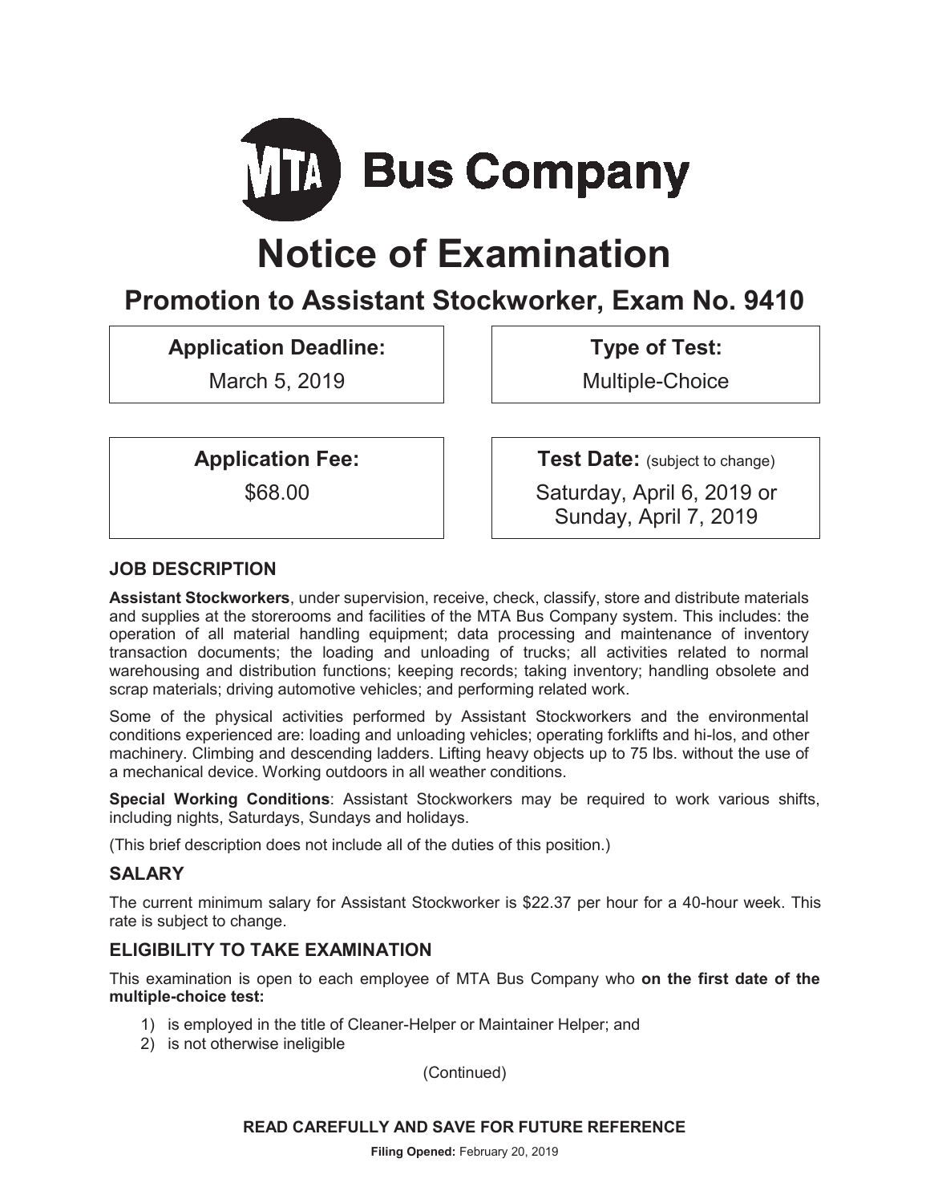# MTA Bus Company

# Notice of Examination

## Promotion to Assistant Stockworker, Exam No. 9410

**Application Deadline:**
March 5, 2019

**Type of Test:**
Multiple-Choice

**Application Fee:**
$68.00

**Test Date:** (subject to change)
Saturday, April 6, 2019 or
Sunday, April 7, 2019

### JOB DESCRIPTION

**Assistant Stockworkers**, under supervision, receive, check, classify, store and distribute materials and supplies at the storerooms and facilities of the MTA Bus Company system. This includes: the operation of all material handling equipment; data processing and maintenance of inventory transaction documents; the loading and unloading of trucks; all activities related to normal warehousing and distribution functions; keeping records; taking inventory; handling obsolete and scrap materials; driving automotive vehicles; and performing related work.

Some of the physical activities performed by Assistant Stockworkers and the environmental conditions experienced are: loading and unloading vehicles; operating forklifts and hi-los, and other machinery. Climbing and descending ladders. Lifting heavy objects up to 75 lbs. without the use of a mechanical device. Working outdoors in all weather conditions.

**Special Working Conditions**: Assistant Stockworkers may be required to work various shifts, including nights, Saturdays, Sundays and holidays.

(This brief description does not include all of the duties of this position.)

### SALARY

The current minimum salary for Assistant Stockworker is $22.37 per hour for a 40-hour week. This rate is subject to change.

### ELIGIBILITY TO TAKE EXAMINATION

This examination is open to each employee of MTA Bus Company who **on the first date of the multiple-choice test:**

1) is employed in the title of Cleaner-Helper or Maintainer Helper; and
2) is not otherwise ineligible

(Continued)

**READ CAREFULLY AND SAVE FOR FUTURE REFERENCE**

**Filing Opened:** February 20, 2019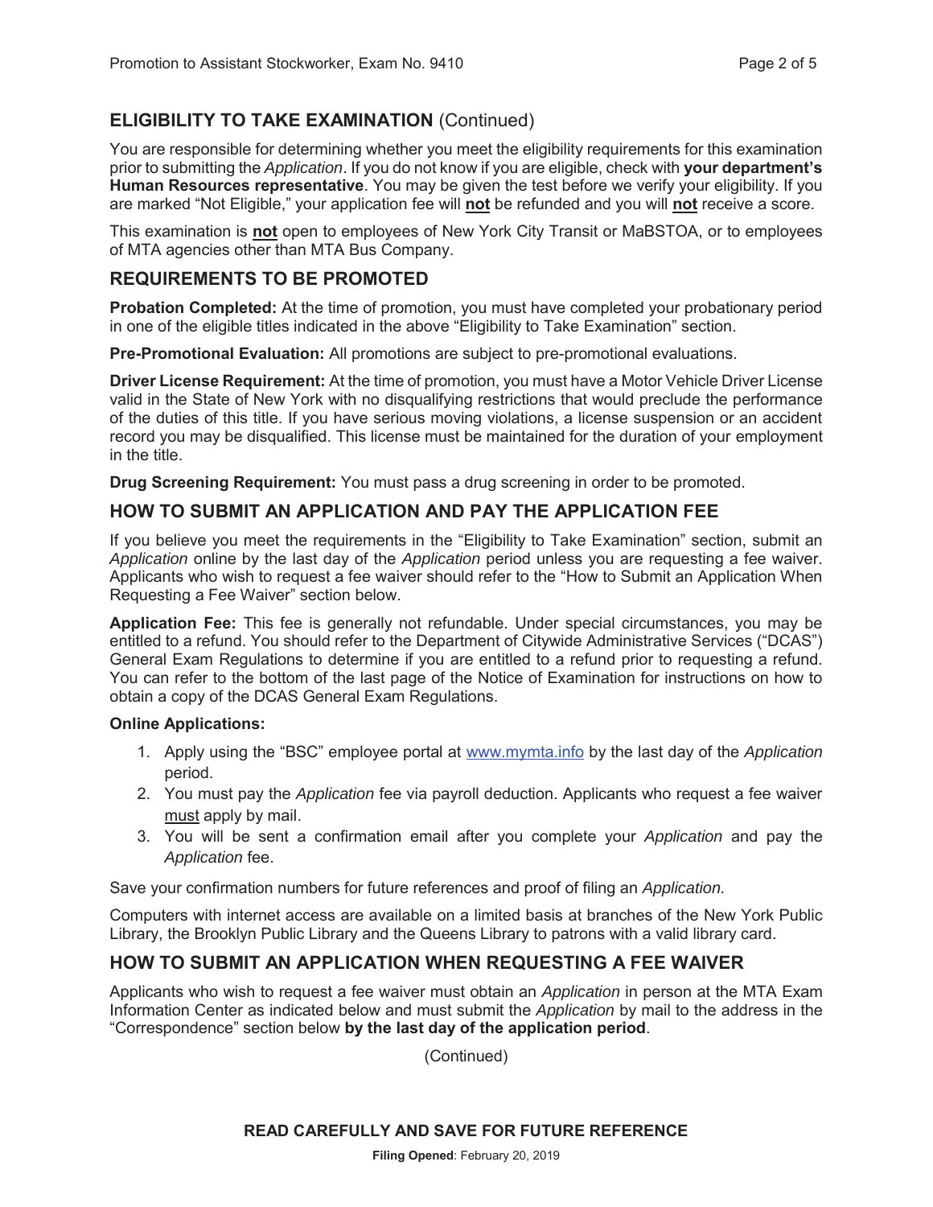## ELIGIBILITY TO TAKE EXAMINATION (Continued)

You are responsible for determining whether you meet the eligibility requirements for this examination prior to submitting the *Application*. If you do not know if you are eligible, check with **your department's Human Resources representative**. You may be given the test before we verify your eligibility. If you are marked "Not Eligible," your application fee will **not** be refunded and you will **not** receive a score.

This examination is **not** open to employees of New York City Transit or MaBSTOA, or to employees of MTA agencies other than MTA Bus Company.

## REQUIREMENTS TO BE PROMOTED

**Probation Completed:** At the time of promotion, you must have completed your probationary period in one of the eligible titles indicated in the above "Eligibility to Take Examination" section.

**Pre-Promotional Evaluation:** All promotions are subject to pre-promotional evaluations.

**Driver License Requirement:** At the time of promotion, you must have a Motor Vehicle Driver License valid in the State of New York with no disqualifying restrictions that would preclude the performance of the duties of this title. If you have serious moving violations, a license suspension or an accident record you may be disqualified. This license must be maintained for the duration of your employment in the title.

**Drug Screening Requirement:** You must pass a drug screening in order to be promoted.

## HOW TO SUBMIT AN APPLICATION AND PAY THE APPLICATION FEE

If you believe you meet the requirements in the "Eligibility to Take Examination" section, submit an *Application* online by the last day of the *Application* period unless you are requesting a fee waiver. Applicants who wish to request a fee waiver should refer to the "How to Submit an Application When Requesting a Fee Waiver" section below.

**Application Fee:** This fee is generally not refundable. Under special circumstances, you may be entitled to a refund. You should refer to the Department of Citywide Administrative Services ("DCAS") General Exam Regulations to determine if you are entitled to a refund prior to requesting a refund. You can refer to the bottom of the last page of the Notice of Examination for instructions on how to obtain a copy of the DCAS General Exam Regulations.

**Online Applications:**

1. Apply using the "BSC" employee portal at www.mymta.info by the last day of the *Application* period.
2. You must pay the *Application* fee via payroll deduction. Applicants who request a fee waiver must apply by mail.
3. You will be sent a confirmation email after you complete your *Application* and pay the *Application* fee.

Save your confirmation numbers for future references and proof of filing an *Application.*

Computers with internet access are available on a limited basis at branches of the New York Public Library, the Brooklyn Public Library and the Queens Library to patrons with a valid library card.

## HOW TO SUBMIT AN APPLICATION WHEN REQUESTING A FEE WAIVER

Applicants who wish to request a fee waiver must obtain an *Application* in person at the MTA Exam Information Center as indicated below and must submit the *Application* by mail to the address in the "Correspondence" section below **by the last day of the application period**.

(Continued)

**READ CAREFULLY AND SAVE FOR FUTURE REFERENCE**

**Filing Opened**: February 20, 2019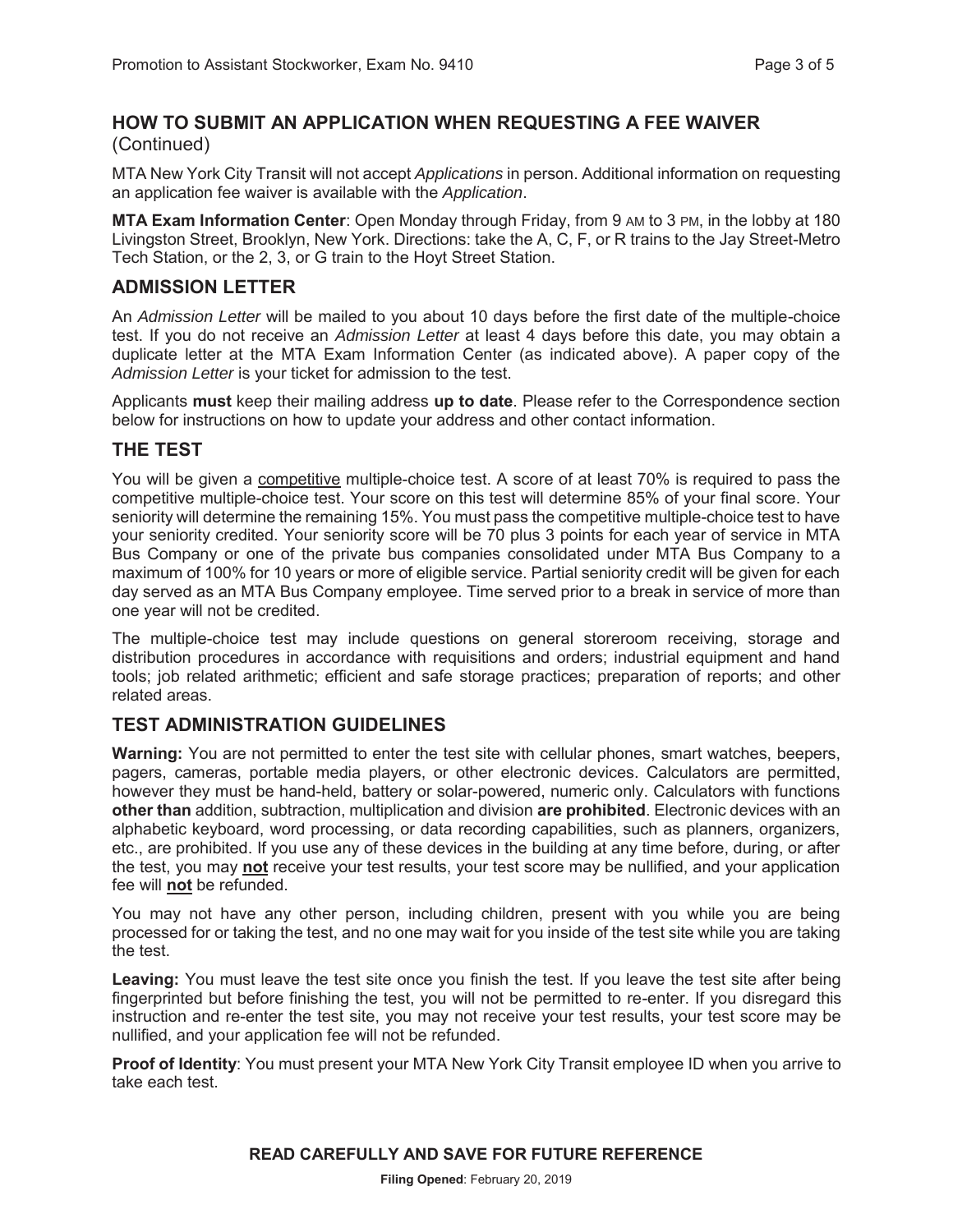## HOW TO SUBMIT AN APPLICATION WHEN REQUESTING A FEE WAIVER (Continued)

MTA New York City Transit will not accept *Applications* in person. Additional information on requesting an application fee waiver is available with the *Application*.

**MTA Exam Information Center**: Open Monday through Friday, from 9 AM to 3 PM, in the lobby at 180 Livingston Street, Brooklyn, New York. Directions: take the A, C, F, or R trains to the Jay Street-Metro Tech Station, or the 2, 3, or G train to the Hoyt Street Station.

## ADMISSION LETTER

An *Admission Letter* will be mailed to you about 10 days before the first date of the multiple-choice test. If you do not receive an *Admission Letter* at least 4 days before this date, you may obtain a duplicate letter at the MTA Exam Information Center (as indicated above). A paper copy of the *Admission Letter* is your ticket for admission to the test.

Applicants **must** keep their mailing address **up to date**. Please refer to the Correspondence section below for instructions on how to update your address and other contact information.

## THE TEST

You will be given a competitive multiple-choice test. A score of at least 70% is required to pass the competitive multiple-choice test. Your score on this test will determine 85% of your final score. Your seniority will determine the remaining 15%. You must pass the competitive multiple-choice test to have your seniority credited. Your seniority score will be 70 plus 3 points for each year of service in MTA Bus Company or one of the private bus companies consolidated under MTA Bus Company to a maximum of 100% for 10 years or more of eligible service. Partial seniority credit will be given for each day served as an MTA Bus Company employee. Time served prior to a break in service of more than one year will not be credited.

The multiple-choice test may include questions on general storeroom receiving, storage and distribution procedures in accordance with requisitions and orders; industrial equipment and hand tools; job related arithmetic; efficient and safe storage practices; preparation of reports; and other related areas.

## TEST ADMINISTRATION GUIDELINES

**Warning:** You are not permitted to enter the test site with cellular phones, smart watches, beepers, pagers, cameras, portable media players, or other electronic devices. Calculators are permitted, however they must be hand-held, battery or solar-powered, numeric only. Calculators with functions **other than** addition, subtraction, multiplication and division **are prohibited**. Electronic devices with an alphabetic keyboard, word processing, or data recording capabilities, such as planners, organizers, etc., are prohibited. If you use any of these devices in the building at any time before, during, or after the test, you may **not** receive your test results, your test score may be nullified, and your application fee will **not** be refunded.

You may not have any other person, including children, present with you while you are being processed for or taking the test, and no one may wait for you inside of the test site while you are taking the test.

**Leaving:** You must leave the test site once you finish the test. If you leave the test site after being fingerprinted but before finishing the test, you will not be permitted to re-enter. If you disregard this instruction and re-enter the test site, you may not receive your test results, your test score may be nullified, and your application fee will not be refunded.

**Proof of Identity**: You must present your MTA New York City Transit employee ID when you arrive to take each test.

**READ CAREFULLY AND SAVE FOR FUTURE REFERENCE**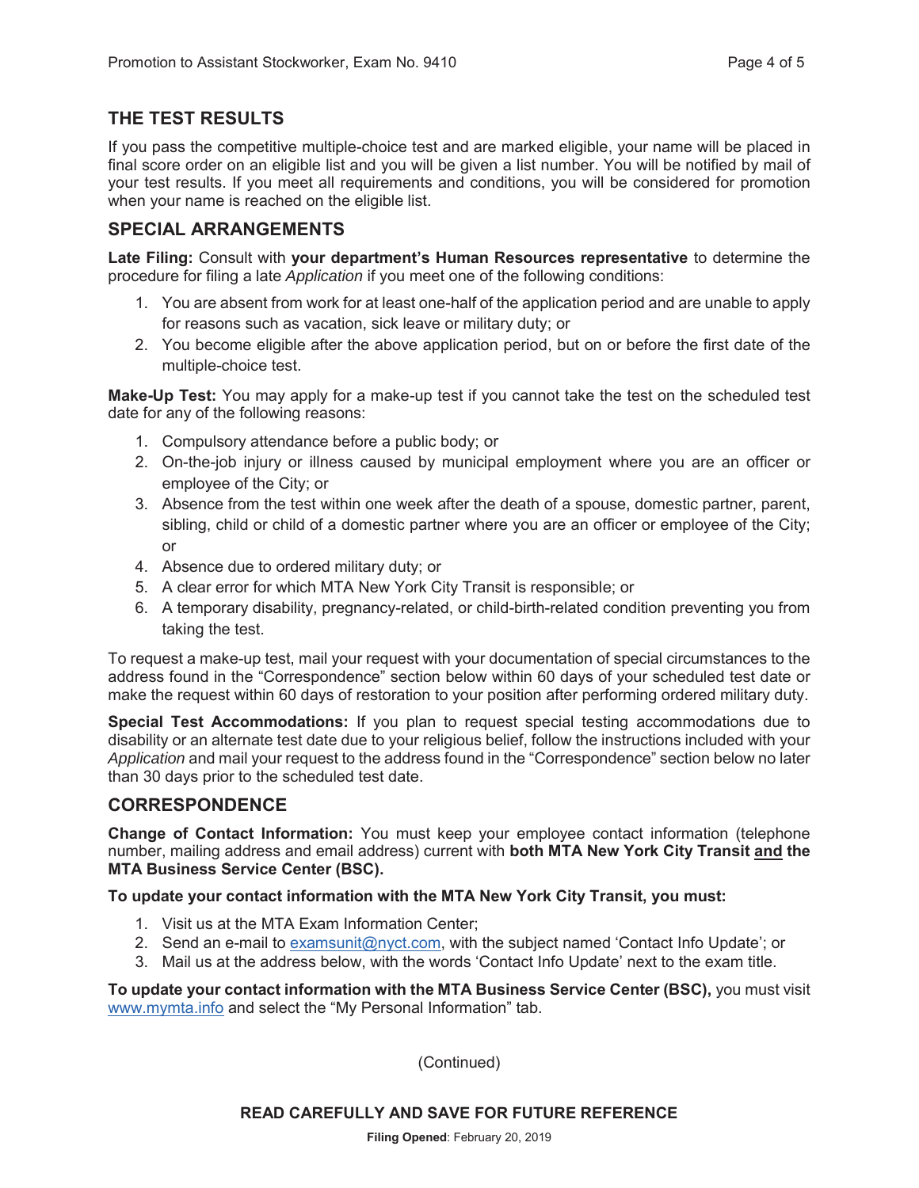## THE TEST RESULTS

If you pass the competitive multiple-choice test and are marked eligible, your name will be placed in final score order on an eligible list and you will be given a list number. You will be notified by mail of your test results. If you meet all requirements and conditions, you will be considered for promotion when your name is reached on the eligible list.

## SPECIAL ARRANGEMENTS

**Late Filing:** Consult with **your department's Human Resources representative** to determine the procedure for filing a late *Application* if you meet one of the following conditions:

1. You are absent from work for at least one-half of the application period and are unable to apply for reasons such as vacation, sick leave or military duty; or
2. You become eligible after the above application period, but on or before the first date of the multiple-choice test.

**Make-Up Test:** You may apply for a make-up test if you cannot take the test on the scheduled test date for any of the following reasons:

1. Compulsory attendance before a public body; or
2. On-the-job injury or illness caused by municipal employment where you are an officer or employee of the City; or
3. Absence from the test within one week after the death of a spouse, domestic partner, parent, sibling, child or child of a domestic partner where you are an officer or employee of the City; or
4. Absence due to ordered military duty; or
5. A clear error for which MTA New York City Transit is responsible; or
6. A temporary disability, pregnancy-related, or child-birth-related condition preventing you from taking the test.

To request a make-up test, mail your request with your documentation of special circumstances to the address found in the "Correspondence" section below within 60 days of your scheduled test date or make the request within 60 days of restoration to your position after performing ordered military duty.

**Special Test Accommodations:** If you plan to request special testing accommodations due to disability or an alternate test date due to your religious belief, follow the instructions included with your *Application* and mail your request to the address found in the "Correspondence" section below no later than 30 days prior to the scheduled test date.

## CORRESPONDENCE

**Change of Contact Information:** You must keep your employee contact information (telephone number, mailing address and email address) current with **both MTA New York City Transit and the MTA Business Service Center (BSC).**

**To update your contact information with the MTA New York City Transit, you must:**

1. Visit us at the MTA Exam Information Center;
2. Send an e-mail to examsunit@nyct.com, with the subject named 'Contact Info Update'; or
3. Mail us at the address below, with the words 'Contact Info Update' next to the exam title.

**To update your contact information with the MTA Business Service Center (BSC),** you must visit www.mymta.info and select the "My Personal Information" tab.

(Continued)

**READ CAREFULLY AND SAVE FOR FUTURE REFERENCE**

**Filing Opened**: February 20, 2019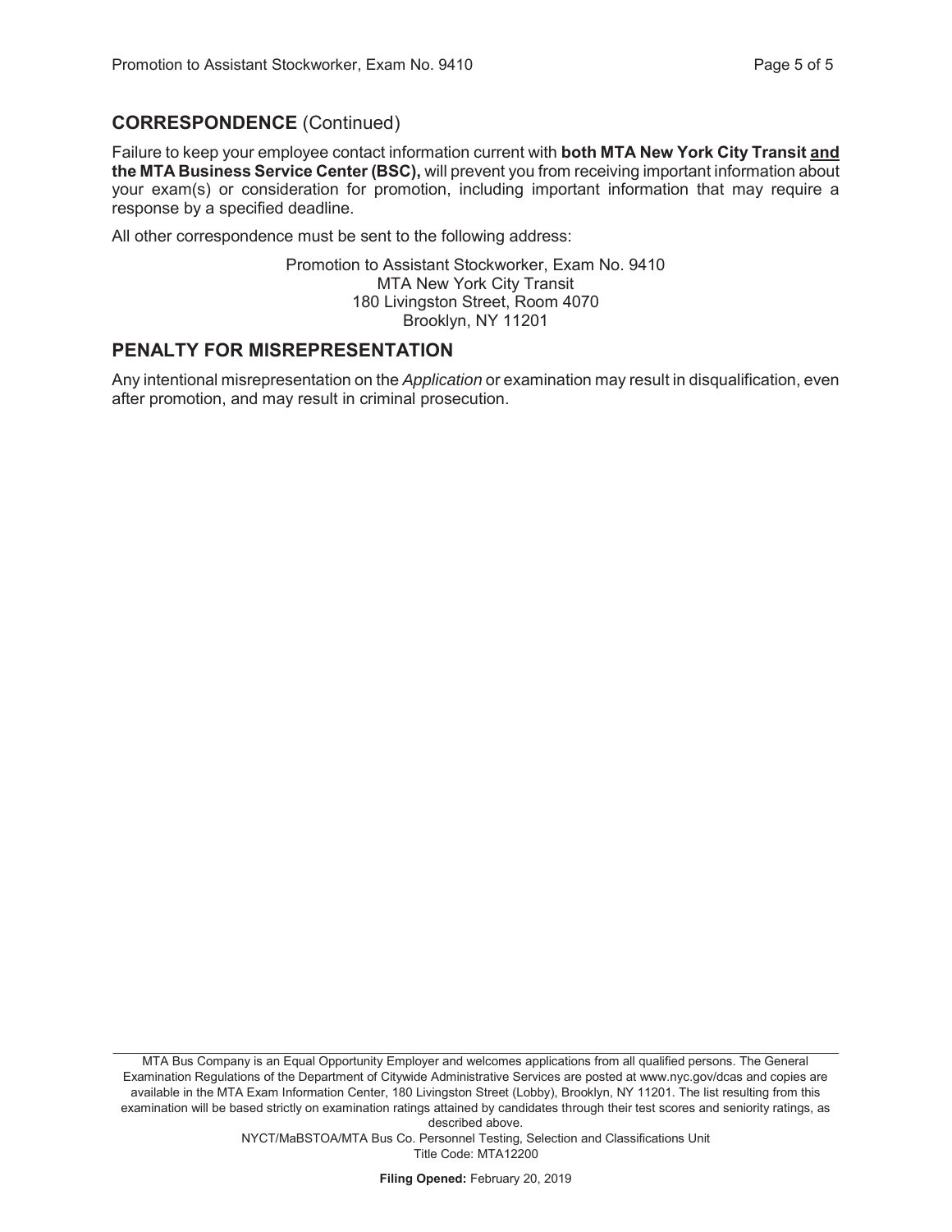## CORRESPONDENCE (Continued)

Failure to keep your employee contact information current with **both MTA New York City Transit and the MTA Business Service Center (BSC),** will prevent you from receiving important information about your exam(s) or consideration for promotion, including important information that may require a response by a specified deadline.

All other correspondence must be sent to the following address:

Promotion to Assistant Stockworker, Exam No. 9410
MTA New York City Transit
180 Livingston Street, Room 4070
Brooklyn, NY 11201

## PENALTY FOR MISREPRESENTATION

Any intentional misrepresentation on the *Application* or examination may result in disqualification, even after promotion, and may result in criminal prosecution.

MTA Bus Company is an Equal Opportunity Employer and welcomes applications from all qualified persons. The General Examination Regulations of the Department of Citywide Administrative Services are posted at www.nyc.gov/dcas and copies are available in the MTA Exam Information Center, 180 Livingston Street (Lobby), Brooklyn, NY 11201. The list resulting from this examination will be based strictly on examination ratings attained by candidates through their test scores and seniority ratings, as described above.

NYCT/MaBSTOA/MTA Bus Co. Personnel Testing, Selection and Classifications Unit
Title Code: MTA12200

**Filing Opened:** February 20, 2019